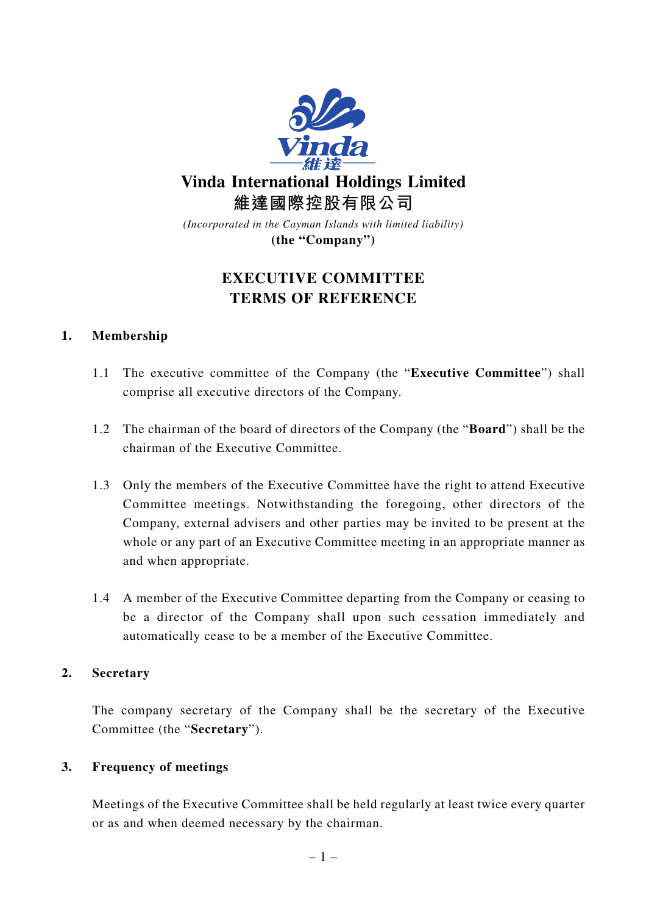# Vinda International Holdings Limited

# 維達國際控股有限公司

*(Incorporated in the Cayman Islands with limited liability)*

**(the "Company")**

## EXECUTIVE COMMITTEE
## TERMS OF REFERENCE

### 1. Membership

1.1 The executive committee of the Company (the "**Executive Committee**") shall comprise all executive directors of the Company.

1.2 The chairman of the board of directors of the Company (the "**Board**") shall be the chairman of the Executive Committee.

1.3 Only the members of the Executive Committee have the right to attend Executive Committee meetings. Notwithstanding the foregoing, other directors of the Company, external advisers and other parties may be invited to be present at the whole or any part of an Executive Committee meeting in an appropriate manner as and when appropriate.

1.4 A member of the Executive Committee departing from the Company or ceasing to be a director of the Company shall upon such cessation immediately and automatically cease to be a member of the Executive Committee.

### 2. Secretary

The company secretary of the Company shall be the secretary of the Executive Committee (the "**Secretary**").

### 3. Frequency of meetings

Meetings of the Executive Committee shall be held regularly at least twice every quarter or as and when deemed necessary by the chairman.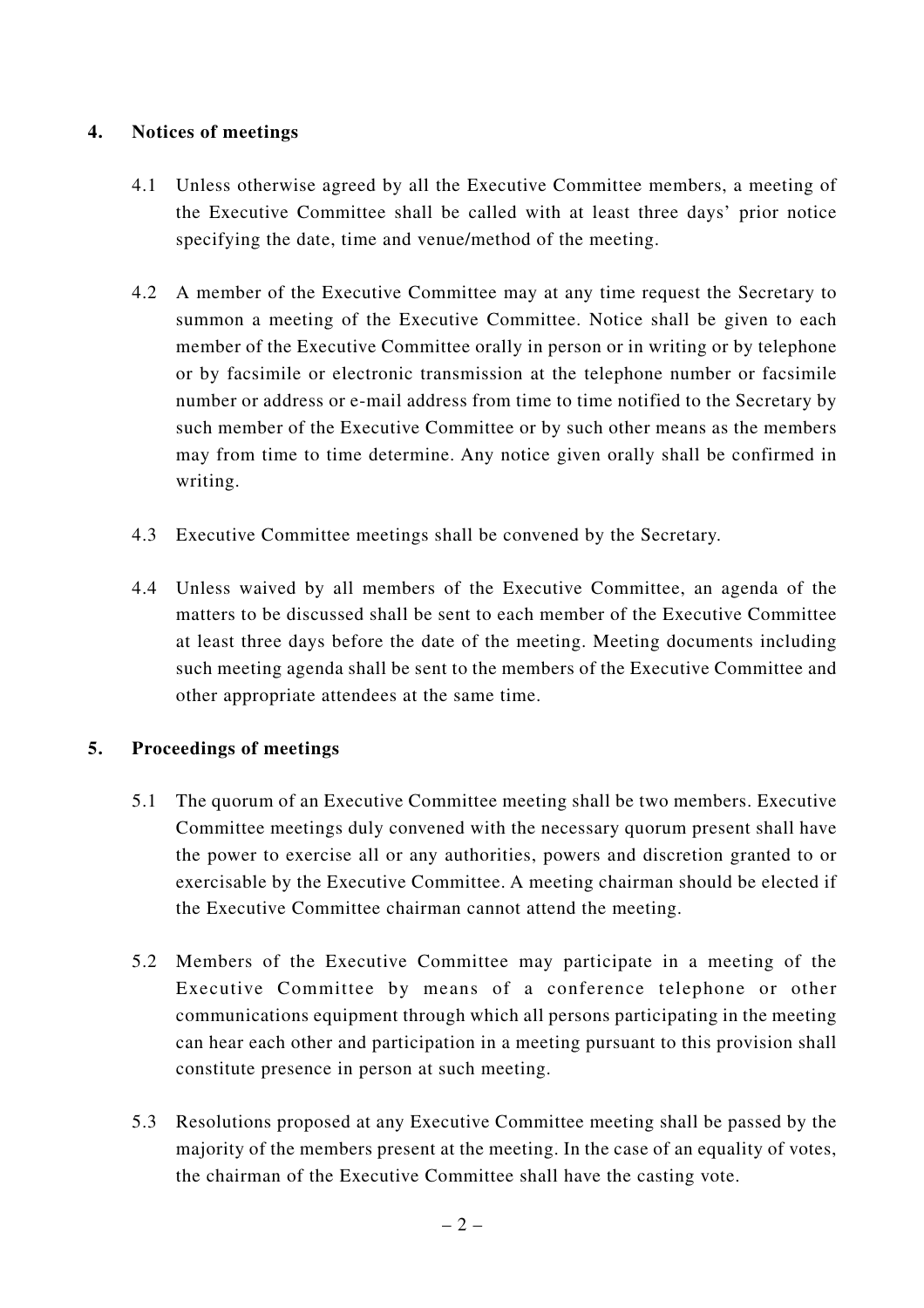## 4. Notices of meetings

4.1 Unless otherwise agreed by all the Executive Committee members, a meeting of the Executive Committee shall be called with at least three days' prior notice specifying the date, time and venue/method of the meeting.

4.2 A member of the Executive Committee may at any time request the Secretary to summon a meeting of the Executive Committee. Notice shall be given to each member of the Executive Committee orally in person or in writing or by telephone or by facsimile or electronic transmission at the telephone number or facsimile number or address or e-mail address from time to time notified to the Secretary by such member of the Executive Committee or by such other means as the members may from time to time determine. Any notice given orally shall be confirmed in writing.

4.3 Executive Committee meetings shall be convened by the Secretary.

4.4 Unless waived by all members of the Executive Committee, an agenda of the matters to be discussed shall be sent to each member of the Executive Committee at least three days before the date of the meeting. Meeting documents including such meeting agenda shall be sent to the members of the Executive Committee and other appropriate attendees at the same time.

## 5. Proceedings of meetings

5.1 The quorum of an Executive Committee meeting shall be two members. Executive Committee meetings duly convened with the necessary quorum present shall have the power to exercise all or any authorities, powers and discretion granted to or exercisable by the Executive Committee. A meeting chairman should be elected if the Executive Committee chairman cannot attend the meeting.

5.2 Members of the Executive Committee may participate in a meeting of the Executive Committee by means of a conference telephone or other communications equipment through which all persons participating in the meeting can hear each other and participation in a meeting pursuant to this provision shall constitute presence in person at such meeting.

5.3 Resolutions proposed at any Executive Committee meeting shall be passed by the majority of the members present at the meeting. In the case of an equality of votes, the chairman of the Executive Committee shall have the casting vote.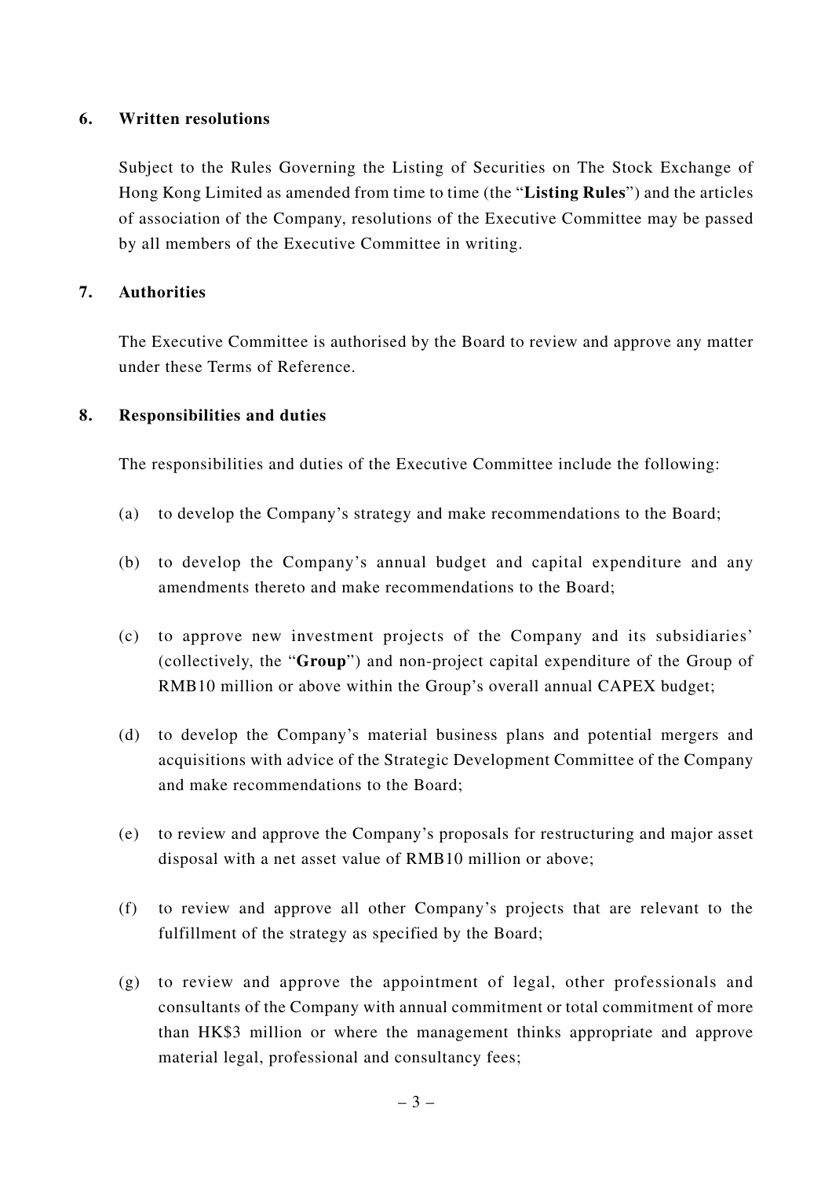## 6. Written resolutions

Subject to the Rules Governing the Listing of Securities on The Stock Exchange of Hong Kong Limited as amended from time to time (the "**Listing Rules**") and the articles of association of the Company, resolutions of the Executive Committee may be passed by all members of the Executive Committee in writing.

## 7. Authorities

The Executive Committee is authorised by the Board to review and approve any matter under these Terms of Reference.

## 8. Responsibilities and duties

The responsibilities and duties of the Executive Committee include the following:

(a) to develop the Company's strategy and make recommendations to the Board;

(b) to develop the Company's annual budget and capital expenditure and any amendments thereto and make recommendations to the Board;

(c) to approve new investment projects of the Company and its subsidiaries' (collectively, the "**Group**") and non-project capital expenditure of the Group of RMB10 million or above within the Group's overall annual CAPEX budget;

(d) to develop the Company's material business plans and potential mergers and acquisitions with advice of the Strategic Development Committee of the Company and make recommendations to the Board;

(e) to review and approve the Company's proposals for restructuring and major asset disposal with a net asset value of RMB10 million or above;

(f) to review and approve all other Company's projects that are relevant to the fulfillment of the strategy as specified by the Board;

(g) to review and approve the appointment of legal, other professionals and consultants of the Company with annual commitment or total commitment of more than HK$3 million or where the management thinks appropriate and approve material legal, professional and consultancy fees;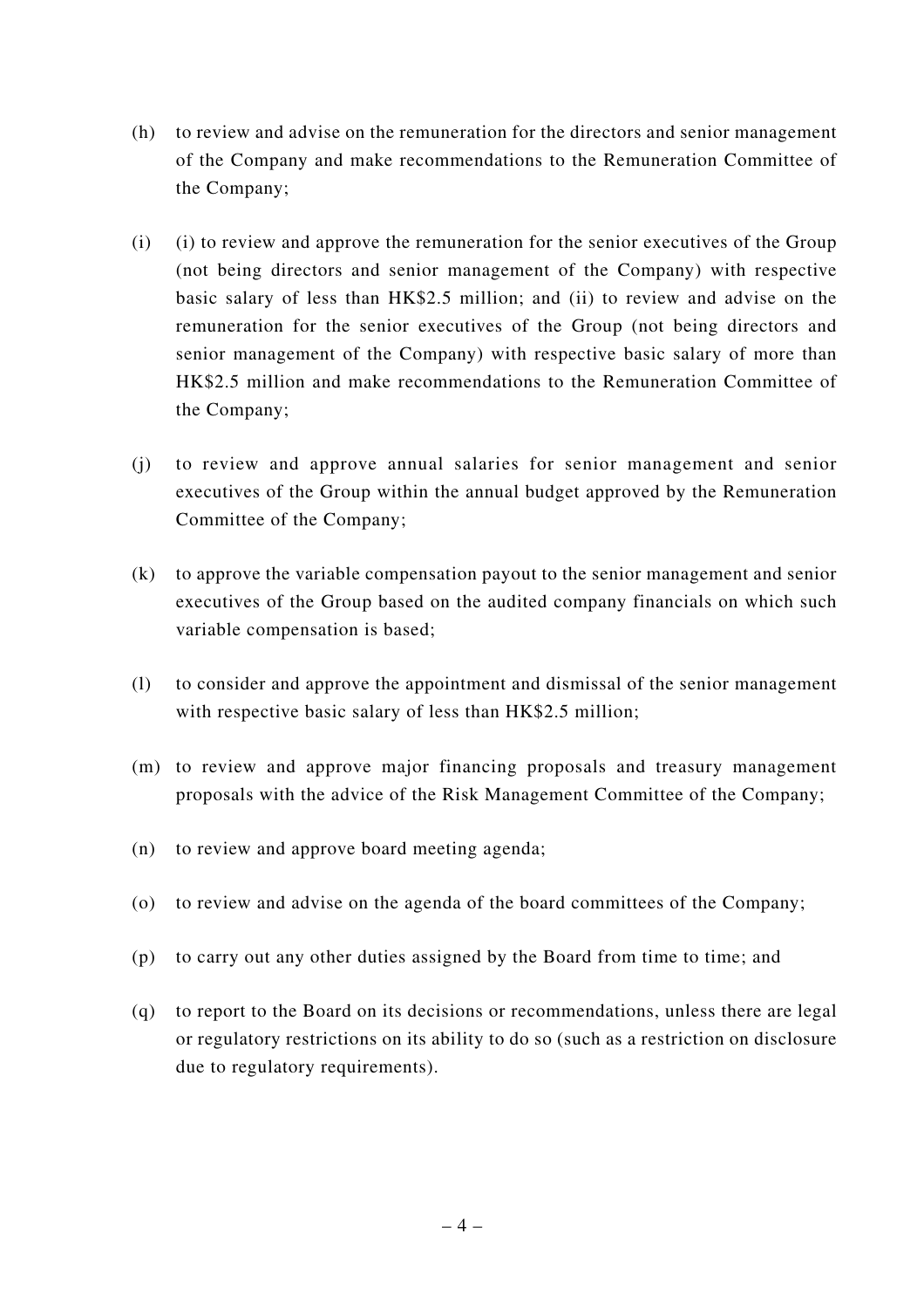(h) to review and advise on the remuneration for the directors and senior management of the Company and make recommendations to the Remuneration Committee of the Company;

(i) (i) to review and approve the remuneration for the senior executives of the Group (not being directors and senior management of the Company) with respective basic salary of less than HK$2.5 million; and (ii) to review and advise on the remuneration for the senior executives of the Group (not being directors and senior management of the Company) with respective basic salary of more than HK$2.5 million and make recommendations to the Remuneration Committee of the Company;

(j) to review and approve annual salaries for senior management and senior executives of the Group within the annual budget approved by the Remuneration Committee of the Company;

(k) to approve the variable compensation payout to the senior management and senior executives of the Group based on the audited company financials on which such variable compensation is based;

(l) to consider and approve the appointment and dismissal of the senior management with respective basic salary of less than HK$2.5 million;

(m) to review and approve major financing proposals and treasury management proposals with the advice of the Risk Management Committee of the Company;

(n) to review and approve board meeting agenda;

(o) to review and advise on the agenda of the board committees of the Company;

(p) to carry out any other duties assigned by the Board from time to time; and

(q) to report to the Board on its decisions or recommendations, unless there are legal or regulatory restrictions on its ability to do so (such as a restriction on disclosure due to regulatory requirements).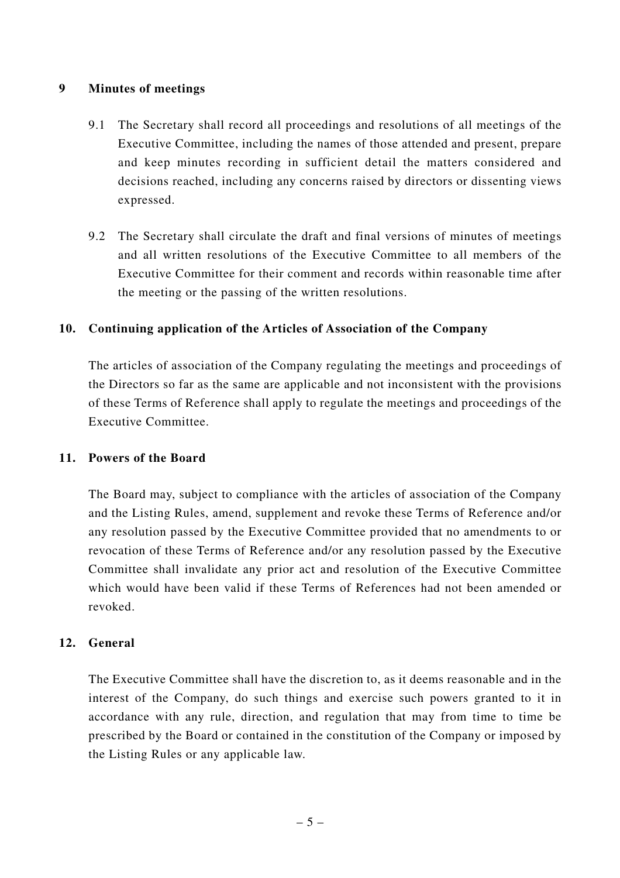## 9 Minutes of meetings

9.1 The Secretary shall record all proceedings and resolutions of all meetings of the Executive Committee, including the names of those attended and present, prepare and keep minutes recording in sufficient detail the matters considered and decisions reached, including any concerns raised by directors or dissenting views expressed.

9.2 The Secretary shall circulate the draft and final versions of minutes of meetings and all written resolutions of the Executive Committee to all members of the Executive Committee for their comment and records within reasonable time after the meeting or the passing of the written resolutions.

## 10. Continuing application of the Articles of Association of the Company

The articles of association of the Company regulating the meetings and proceedings of the Directors so far as the same are applicable and not inconsistent with the provisions of these Terms of Reference shall apply to regulate the meetings and proceedings of the Executive Committee.

## 11. Powers of the Board

The Board may, subject to compliance with the articles of association of the Company and the Listing Rules, amend, supplement and revoke these Terms of Reference and/or any resolution passed by the Executive Committee provided that no amendments to or revocation of these Terms of Reference and/or any resolution passed by the Executive Committee shall invalidate any prior act and resolution of the Executive Committee which would have been valid if these Terms of References had not been amended or revoked.

## 12. General

The Executive Committee shall have the discretion to, as it deems reasonable and in the interest of the Company, do such things and exercise such powers granted to it in accordance with any rule, direction, and regulation that may from time to time be prescribed by the Board or contained in the constitution of the Company or imposed by the Listing Rules or any applicable law.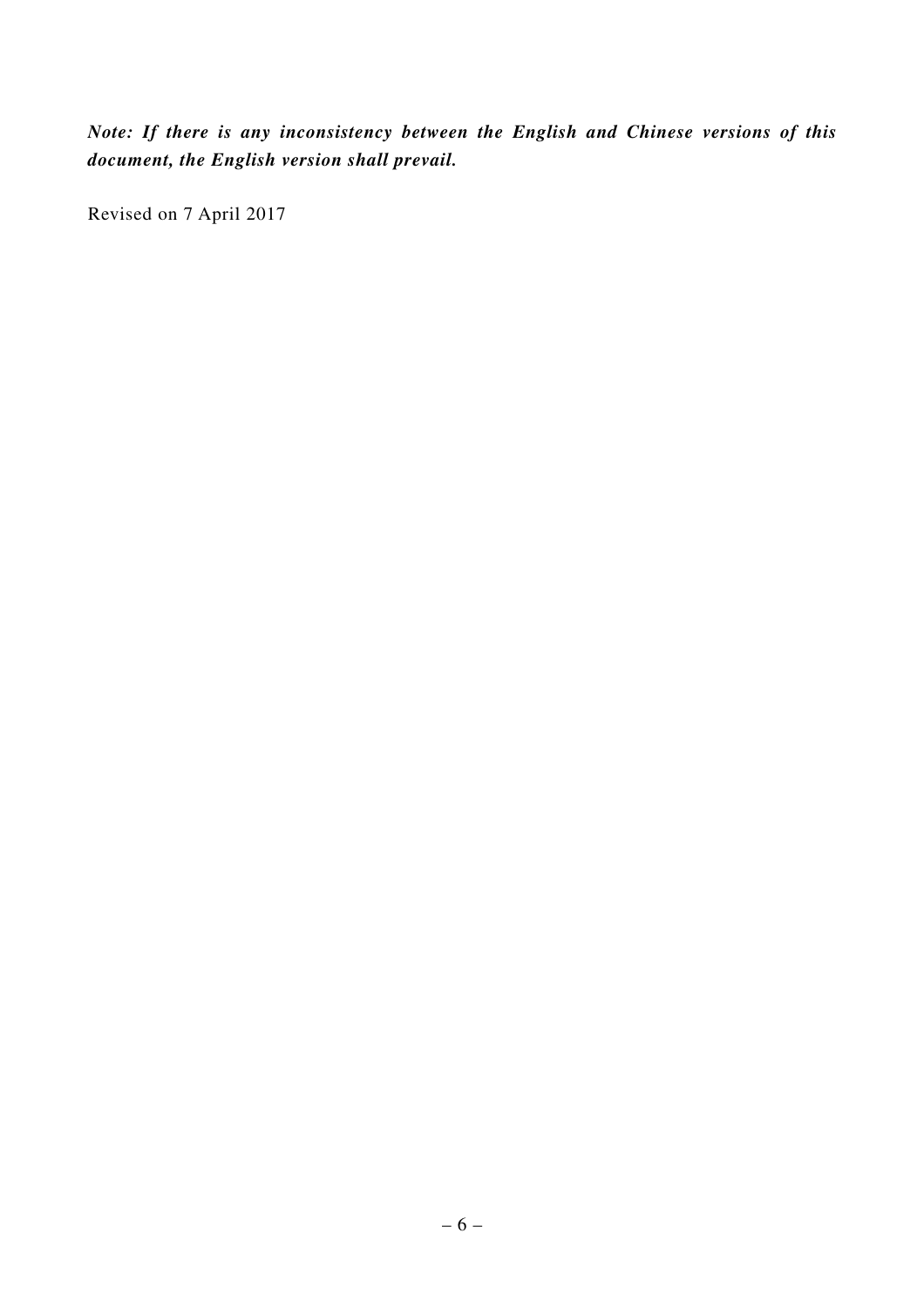***Note: If there is any inconsistency between the English and Chinese versions of this document, the English version shall prevail.***

Revised on 7 April 2017